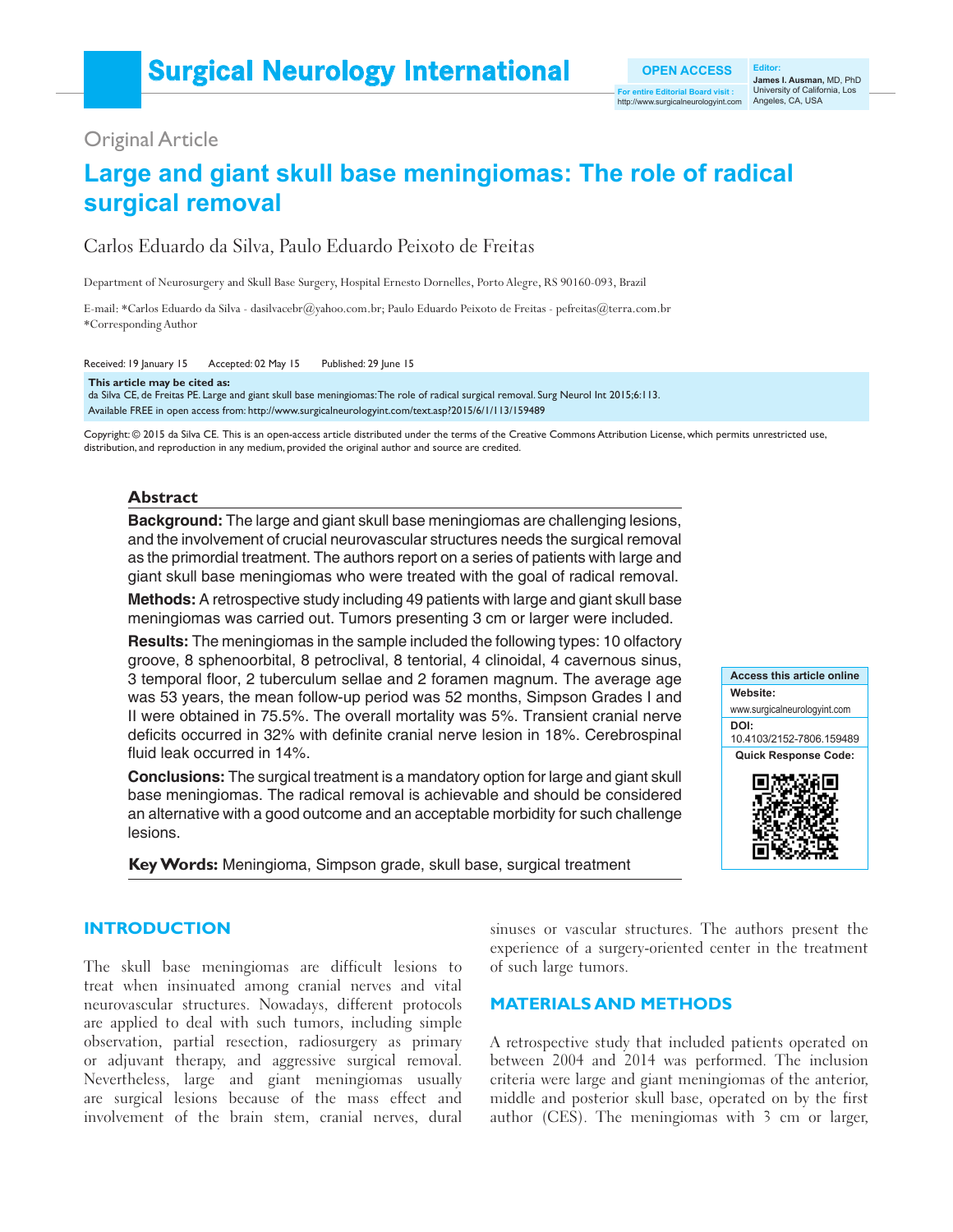Surgical Neurology International

OPEN ACCESS

For entire Editorial Board visit : http://www.surgicalneurologyint.com

Editor:
**James I. Ausman,** MD, PhD
University of California, Los Angeles, CA, USA

Original Article

# Large and giant skull base meningiomas: The role of radical surgical removal

Carlos Eduardo da Silva, Paulo Eduardo Peixoto de Freitas

Department of Neurosurgery and Skull Base Surgery, Hospital Ernesto Dornelles, Porto Alegre, RS 90160-093, Brazil

E-mail: *Carlos Eduardo da Silva - dasilvacebr@yahoo.com.br; Paulo Eduardo Peixoto de Freitas - pefreitas@terra.com.br
*Corresponding Author

Received: 19 January 15 Accepted: 02 May 15 Published: 29 June 15

**This article may be cited as:**
da Silva CE, de Freitas PE. Large and giant skull base meningiomas: The role of radical surgical removal. Surg Neurol Int 2015;6:113.
Available FREE in open access from: http://www.surgicalneurologyint.com/text.asp?2015/6/1/113/159489

Copyright: © 2015 da Silva CE. This is an open-access article distributed under the terms of the Creative Commons Attribution License, which permits unrestricted use, distribution, and reproduction in any medium, provided the original author and source are credited.

## Abstract

**Background:** The large and giant skull base meningiomas are challenging lesions, and the involvement of crucial neurovascular structures needs the surgical removal as the primordial treatment. The authors report on a series of patients with large and giant skull base meningiomas who were treated with the goal of radical removal.

**Methods:** A retrospective study including 49 patients with large and giant skull base meningiomas was carried out. Tumors presenting 3 cm or larger were included.

**Results:** The meningiomas in the sample included the following types: 10 olfactory groove, 8 sphenoorbital, 8 petroclival, 8 tentorial, 4 clinoidal, 4 cavernous sinus, 3 temporal floor, 2 tuberculum sellae and 2 foramen magnum. The average age was 53 years, the mean follow-up period was 52 months, Simpson Grades I and II were obtained in 75.5%. The overall mortality was 5%. Transient cranial nerve deficits occurred in 32% with definite cranial nerve lesion in 18%. Cerebrospinal fluid leak occurred in 14%.

**Conclusions:** The surgical treatment is a mandatory option for large and giant skull base meningiomas. The radical removal is achievable and should be considered an alternative with a good outcome and an acceptable morbidity for such challenge lesions.

**Key Words:** Meningioma, Simpson grade, skull base, surgical treatment

**Access this article online**
**Website:** www.surgicalneurologyint.com
**DOI:** 10.4103/2152-7806.159489
**Quick Response Code:**

## INTRODUCTION

The skull base meningiomas are difficult lesions to treat when insinuated among cranial nerves and vital neurovascular structures. Nowadays, different protocols are applied to deal with such tumors, including simple observation, partial resection, radiosurgery as primary or adjuvant therapy, and aggressive surgical removal. Nevertheless, large and giant meningiomas usually are surgical lesions because of the mass effect and involvement of the brain stem, cranial nerves, dural sinuses or vascular structures. The authors present the experience of a surgery-oriented center in the treatment of such large tumors.

## MATERIALS AND METHODS

A retrospective study that included patients operated on between 2004 and 2014 was performed. The inclusion criteria were large and giant meningiomas of the anterior, middle and posterior skull base, operated on by the first author (CES). The meningiomas with 3 cm or larger,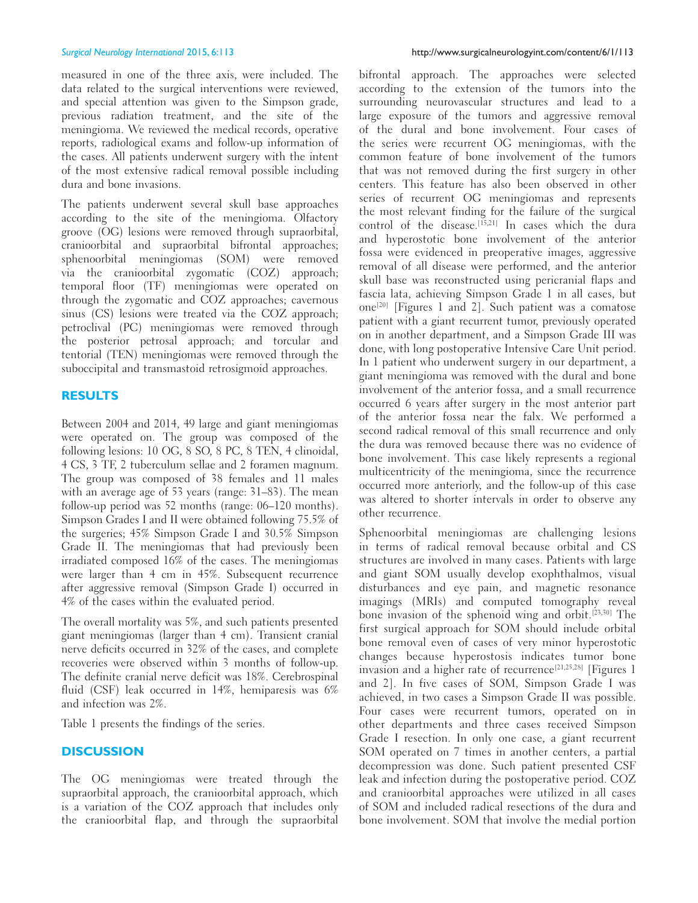measured in one of the three axis, were included. The data related to the surgical interventions were reviewed, and special attention was given to the Simpson grade, previous radiation treatment, and the site of the meningioma. We reviewed the medical records, operative reports, radiological exams and follow-up information of the cases. All patients underwent surgery with the intent of the most extensive radical removal possible including dura and bone invasions.

The patients underwent several skull base approaches according to the site of the meningioma. Olfactory groove (OG) lesions were removed through supraorbital, cranioorbital and supraorbital bifrontal approaches; sphenoorbital meningiomas (SOM) were removed via the cranioorbital zygomatic (COZ) approach; temporal floor (TF) meningiomas were operated on through the zygomatic and COZ approaches; cavernous sinus (CS) lesions were treated via the COZ approach; petroclival (PC) meningiomas were removed through the posterior petrosal approach; and torcular and tentorial (TEN) meningiomas were removed through the suboccipital and transmastoid retrosigmoid approaches.

## RESULTS

Between 2004 and 2014, 49 large and giant meningiomas were operated on. The group was composed of the following lesions: 10 OG, 8 SO, 8 PC, 8 TEN, 4 clinoidal, 4 CS, 3 TF, 2 tuberculum sellae and 2 foramen magnum. The group was composed of 38 females and 11 males with an average age of 53 years (range: 31–83). The mean follow-up period was 52 months (range: 06–120 months). Simpson Grades I and II were obtained following 75.5% of the surgeries; 45% Simpson Grade I and 30.5% Simpson Grade II. The meningiomas that had previously been irradiated composed 16% of the cases. The meningiomas were larger than 4 cm in 45%. Subsequent recurrence after aggressive removal (Simpson Grade I) occurred in 4% of the cases within the evaluated period.

The overall mortality was 5%, and such patients presented giant meningiomas (larger than 4 cm). Transient cranial nerve deficits occurred in 32% of the cases, and complete recoveries were observed within 3 months of follow-up. The definite cranial nerve deficit was 18%. Cerebrospinal fluid (CSF) leak occurred in 14%, hemiparesis was 6% and infection was 2%.

Table 1 presents the findings of the series.

## DISCUSSION

The OG meningiomas were treated through the supraorbital approach, the cranioorbital approach, which is a variation of the COZ approach that includes only the cranioorbital flap, and through the supraorbital bifrontal approach. The approaches were selected according to the extension of the tumors into the surrounding neurovascular structures and lead to a large exposure of the tumors and aggressive removal of the dural and bone involvement. Four cases of the series were recurrent OG meningiomas, with the common feature of bone involvement of the tumors that was not removed during the first surgery in other centers. This feature has also been observed in other series of recurrent OG meningiomas and represents the most relevant finding for the failure of the surgical control of the disease.[15,21] In cases which the dura and hyperostotic bone involvement of the anterior fossa were evidenced in preoperative images, aggressive removal of all disease were performed, and the anterior skull base was reconstructed using pericranial flaps and fascia lata, achieving Simpson Grade 1 in all cases, but one[20] [Figures 1 and 2]. Such patient was a comatose patient with a giant recurrent tumor, previously operated on in another department, and a Simpson Grade III was done, with long postoperative Intensive Care Unit period. In 1 patient who underwent surgery in our department, a giant meningioma was removed with the dural and bone involvement of the anterior fossa, and a small recurrence occurred 6 years after surgery in the most anterior part of the anterior fossa near the falx. We performed a second radical removal of this small recurrence and only the dura was removed because there was no evidence of bone involvement. This case likely represents a regional multicentricity of the meningioma, since the recurrence occurred more anteriorly, and the follow-up of this case was altered to shorter intervals in order to observe any other recurrence.

Sphenoorbital meningiomas are challenging lesions in terms of radical removal because orbital and CS structures are involved in many cases. Patients with large and giant SOM usually develop exophthalmos, visual disturbances and eye pain, and magnetic resonance imagings (MRIs) and computed tomography reveal bone invasion of the sphenoid wing and orbit.[23,30] The first surgical approach for SOM should include orbital bone removal even of cases of very minor hyperostotic changes because hyperostosis indicates tumor bone invasion and a higher rate of recurrence[21,25,28] [Figures 1 and 2]. In five cases of SOM, Simpson Grade I was achieved, in two cases a Simpson Grade II was possible. Four cases were recurrent tumors, operated on in other departments and three cases received Simpson Grade I resection. In only one case, a giant recurrent SOM operated on 7 times in another centers, a partial decompression was done. Such patient presented CSF leak and infection during the postoperative period. COZ and cranioorbital approaches were utilized in all cases of SOM and included radical resections of the dura and bone involvement. SOM that involve the medial portion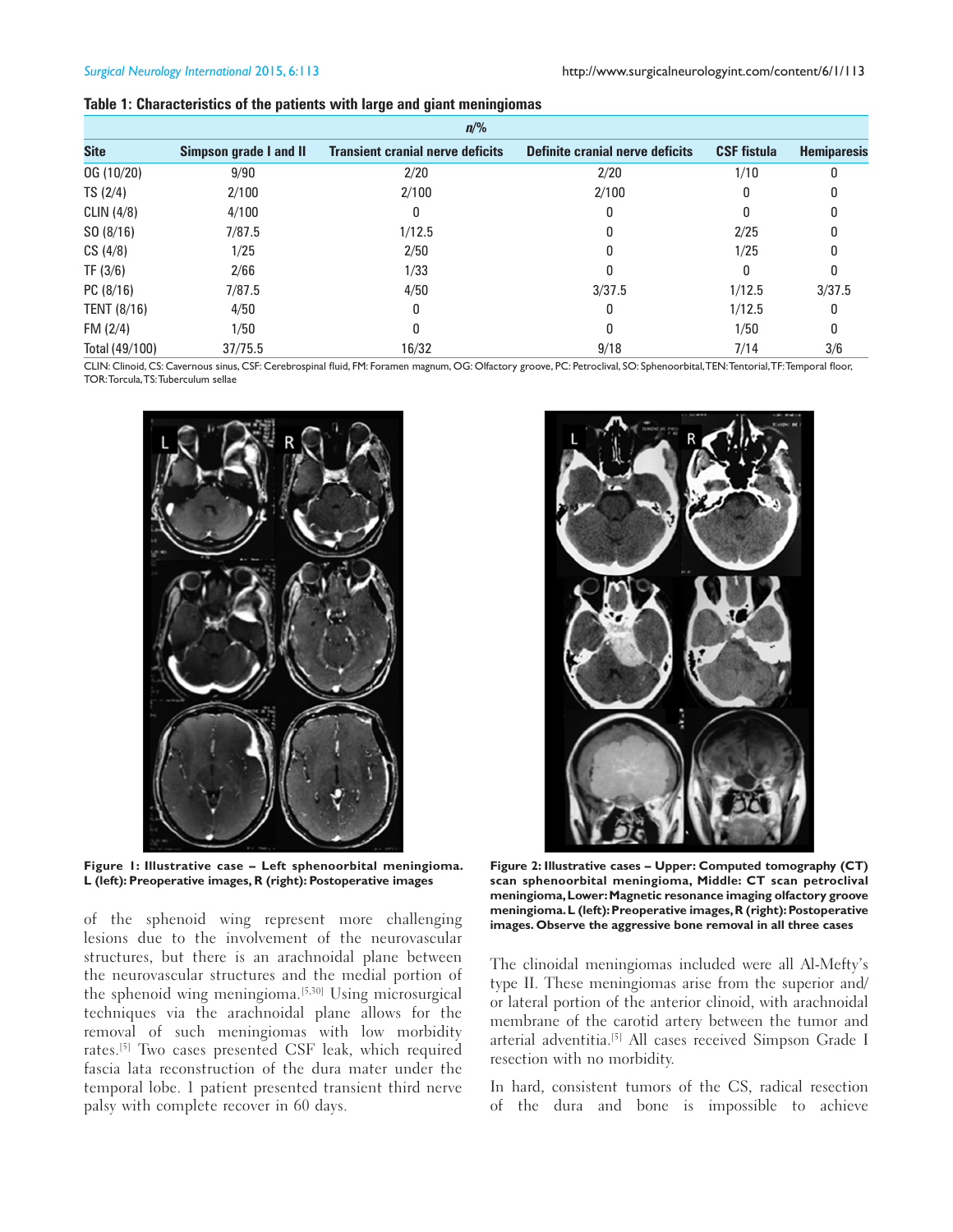**Table 1: Characteristics of the patients with large and giant meningiomas**

| | *n*/% | | | | |
|---|---|---|---|---|---|
| **Site** | **Simpson grade I and II** | **Transient cranial nerve deficits** | **Definite cranial nerve deficits** | **CSF fistula** | **Hemiparesis** |
| OG (10/20) | 9/90 | 2/20 | 2/20 | 1/10 | 0 |
| TS (2/4) | 2/100 | 2/100 | 2/100 | 0 | 0 |
| CLIN (4/8) | 4/100 | 0 | 0 | 0 | 0 |
| SO (8/16) | 7/87.5 | 1/12.5 | 0 | 2/25 | 0 |
| CS (4/8) | 1/25 | 2/50 | 0 | 1/25 | 0 |
| TF (3/6) | 2/66 | 1/33 | 0 | 0 | 0 |
| PC (8/16) | 7/87.5 | 4/50 | 3/37.5 | 1/12.5 | 3/37.5 |
| TENT (8/16) | 4/50 | 0 | 0 | 1/12.5 | 0 |
| FM (2/4) | 1/50 | 0 | 0 | 1/50 | 0 |
| Total (49/100) | 37/75.5 | 16/32 | 9/18 | 7/14 | 3/6 |

CLIN: Clinoid, CS: Cavernous sinus, CSF: Cerebrospinal fluid, FM: Foramen magnum, OG: Olfactory groove, PC: Petroclival, SO: Sphenoorbital, TEN: Tentorial, TF: Temporal floor, TOR: Torcula, TS: Tuberculum sellae

**Figure 1: Illustrative case – Left sphenoorbital meningioma. L (left): Preoperative images, R (right): Postoperative images**

**Figure 2: Illustrative cases – Upper: Computed tomography (CT) scan sphenoorbital meningioma, Middle: CT scan petroclival meningioma, Lower: Magnetic resonance imaging olfactory groove meningioma. L (left): Preoperative images, R (right): Postoperative images. Observe the aggressive bone removal in all three cases**

of the sphenoid wing represent more challenging lesions due to the involvement of the neurovascular structures, but there is an arachnoidal plane between the neurovascular structures and the medial portion of the sphenoid wing meningioma.[5,30] Using microsurgical techniques via the arachnoidal plane allows for the removal of such meningiomas with low morbidity rates.[5] Two cases presented CSF leak, which required fascia lata reconstruction of the dura mater under the temporal lobe. 1 patient presented transient third nerve palsy with complete recover in 60 days.

The clinoidal meningiomas included were all Al-Mefty's type II. These meningiomas arise from the superior and/or lateral portion of the anterior clinoid, with arachnoidal membrane of the carotid artery between the tumor and arterial adventitia.[5] All cases received Simpson Grade I resection with no morbidity.

In hard, consistent tumors of the CS, radical resection of the dura and bone is impossible to achieve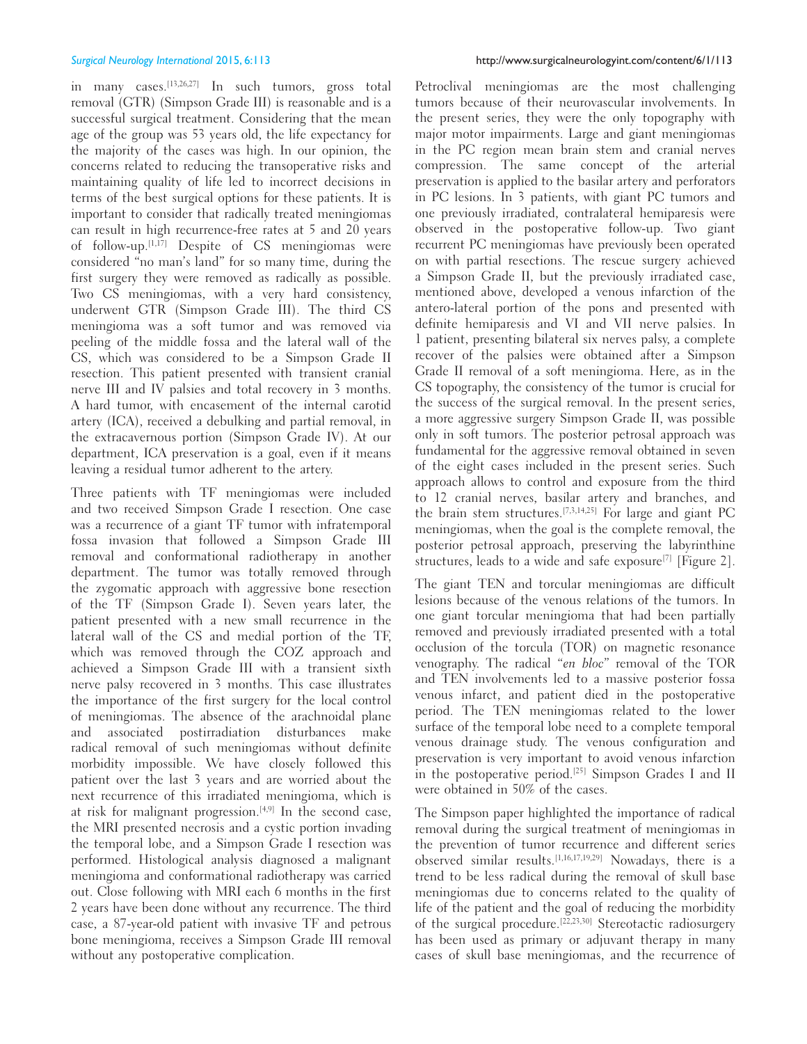in many cases.[13,26,27] In such tumors, gross total removal (GTR) (Simpson Grade III) is reasonable and is a successful surgical treatment. Considering that the mean age of the group was 53 years old, the life expectancy for the majority of the cases was high. In our opinion, the concerns related to reducing the transoperative risks and maintaining quality of life led to incorrect decisions in terms of the best surgical options for these patients. It is important to consider that radically treated meningiomas can result in high recurrence-free rates at 5 and 20 years of follow-up.[1,17] Despite of CS meningiomas were considered "no man's land" for so many time, during the first surgery they were removed as radically as possible. Two CS meningiomas, with a very hard consistency, underwent GTR (Simpson Grade III). The third CS meningioma was a soft tumor and was removed via peeling of the middle fossa and the lateral wall of the CS, which was considered to be a Simpson Grade II resection. This patient presented with transient cranial nerve III and IV palsies and total recovery in 3 months. A hard tumor, with encasement of the internal carotid artery (ICA), received a debulking and partial removal, in the extracavernous portion (Simpson Grade IV). At our department, ICA preservation is a goal, even if it means leaving a residual tumor adherent to the artery.

Three patients with TF meningiomas were included and two received Simpson Grade I resection. One case was a recurrence of a giant TF tumor with infratemporal fossa invasion that followed a Simpson Grade III removal and conformational radiotherapy in another department. The tumor was totally removed through the zygomatic approach with aggressive bone resection of the TF (Simpson Grade I). Seven years later, the patient presented with a new small recurrence in the lateral wall of the CS and medial portion of the TF, which was removed through the COZ approach and achieved a Simpson Grade III with a transient sixth nerve palsy recovered in 3 months. This case illustrates the importance of the first surgery for the local control of meningiomas. The absence of the arachnoidal plane and associated postirradiation disturbances make radical removal of such meningiomas without definite morbidity impossible. We have closely followed this patient over the last 3 years and are worried about the next recurrence of this irradiated meningioma, which is at risk for malignant progression.[4,9] In the second case, the MRI presented necrosis and a cystic portion invading the temporal lobe, and a Simpson Grade I resection was performed. Histological analysis diagnosed a malignant meningioma and conformational radiotherapy was carried out. Close following with MRI each 6 months in the first 2 years have been done without any recurrence. The third case, a 87-year-old patient with invasive TF and petrous bone meningioma, receives a Simpson Grade III removal without any postoperative complication.

Petroclival meningiomas are the most challenging tumors because of their neurovascular involvements. In the present series, they were the only topography with major motor impairments. Large and giant meningiomas in the PC region mean brain stem and cranial nerves compression. The same concept of the arterial preservation is applied to the basilar artery and perforators in PC lesions. In 3 patients, with giant PC tumors and one previously irradiated, contralateral hemiparesis were observed in the postoperative follow-up. Two giant recurrent PC meningiomas have previously been operated on with partial resections. The rescue surgery achieved a Simpson Grade II, but the previously irradiated case, mentioned above, developed a venous infarction of the antero-lateral portion of the pons and presented with definite hemiparesis and VI and VII nerve palsies. In 1 patient, presenting bilateral six nerves palsy, a complete recover of the palsies were obtained after a Simpson Grade II removal of a soft meningioma. Here, as in the CS topography, the consistency of the tumor is crucial for the success of the surgical removal. In the present series, a more aggressive surgery Simpson Grade II, was possible only in soft tumors. The posterior petrosal approach was fundamental for the aggressive removal obtained in seven of the eight cases included in the present series. Such approach allows to control and exposure from the third to 12 cranial nerves, basilar artery and branches, and the brain stem structures.[7,3,14,25] For large and giant PC meningiomas, when the goal is the complete removal, the posterior petrosal approach, preserving the labyrinthine structures, leads to a wide and safe exposure[7] [Figure 2].

The giant TEN and torcular meningiomas are difficult lesions because of the venous relations of the tumors. In one giant torcular meningioma that had been partially removed and previously irradiated presented with a total occlusion of the torcula (TOR) on magnetic resonance venography. The radical "*en bloc*" removal of the TOR and TEN involvements led to a massive posterior fossa venous infarct, and patient died in the postoperative period. The TEN meningiomas related to the lower surface of the temporal lobe need to a complete temporal venous drainage study. The venous configuration and preservation is very important to avoid venous infarction in the postoperative period.[25] Simpson Grades I and II were obtained in 50% of the cases.

The Simpson paper highlighted the importance of radical removal during the surgical treatment of meningiomas in the prevention of tumor recurrence and different series observed similar results.[1,16,17,19,29] Nowadays, there is a trend to be less radical during the removal of skull base meningiomas due to concerns related to the quality of life of the patient and the goal of reducing the morbidity of the surgical procedure.[22,23,30] Stereotactic radiosurgery has been used as primary or adjuvant therapy in many cases of skull base meningiomas, and the recurrence of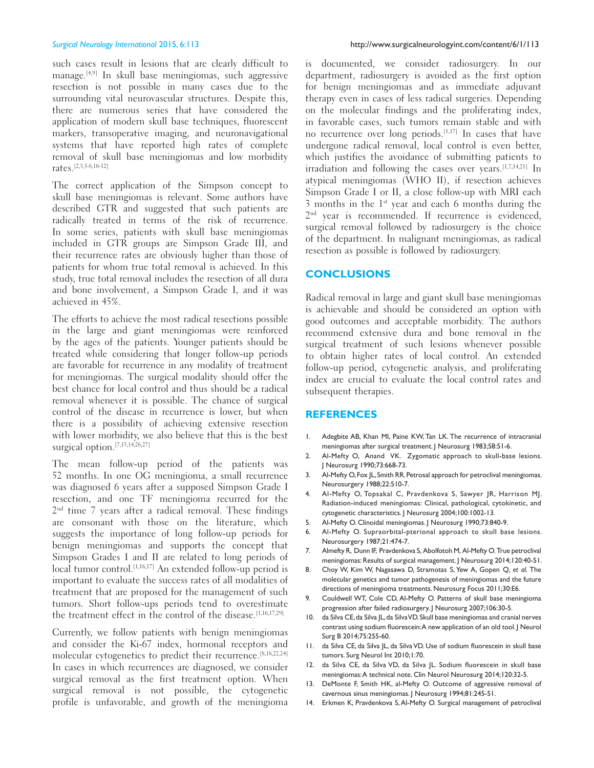such cases result in lesions that are clearly difficult to manage.[4,9] In skull base meningiomas, such aggressive resection is not possible in many cases due to the surrounding vital neurovascular structures. Despite this, there are numerous series that have considered the application of modern skull base techniques, fluorescent markers, transoperative imaging, and neuronavigational systems that have reported high rates of complete removal of skull base meningiomas and low morbidity rates.[2,3,5-8,10-12]

The correct application of the Simpson concept to skull base meningiomas is relevant. Some authors have described GTR and suggested that such patients are radically treated in terms of the risk of recurrence. In some series, patients with skull base meningiomas included in GTR groups are Simpson Grade III, and their recurrence rates are obviously higher than those of patients for whom true total removal is achieved. In this study, true total removal includes the resection of all dura and bone involvement, a Simpson Grade I, and it was achieved in 45%.

The efforts to achieve the most radical resections possible in the large and giant meningiomas were reinforced by the ages of the patients. Younger patients should be treated while considering that longer follow-up periods are favorable for recurrence in any modality of treatment for meningiomas. The surgical modality should offer the best chance for local control and thus should be a radical removal whenever it is possible. The chance of surgical control of the disease in recurrence is lower, but when there is a possibility of achieving extensive resection with lower morbidity, we also believe that this is the best surgical option.[7,13,14,26,27]

The mean follow-up period of the patients was 52 months. In one OG meningioma, a small recurrence was diagnosed 6 years after a supposed Simpson Grade I resection, and one TF meningioma recurred for the 2nd time 7 years after a radical removal. These findings are consonant with those on the literature, which suggests the importance of long follow-up periods for benign meningiomas and supports the concept that Simpson Grades I and II are related to long periods of local tumor control.[1,16,17] An extended follow-up period is important to evaluate the success rates of all modalities of treatment that are proposed for the management of such tumors. Short follow-ups periods tend to overestimate the treatment effect in the control of the disease.[1,16,17,29]

Currently, we follow patients with benign meningiomas and consider the Ki-67 index, hormonal receptors and molecular cytogenetics to predict their recurrence.[8,18,22,24] In cases in which recurrences are diagnosed, we consider surgical removal as the first treatment option. When surgical removal is not possible, the cytogenetic profile is unfavorable, and growth of the meningioma is documented, we consider radiosurgery. In our department, radiosurgery is avoided as the first option for benign meningiomas and as immediate adjuvant therapy even in cases of less radical surgeries. Depending on the molecular findings and the proliferating index, in favorable cases, such tumors remain stable and with no recurrence over long periods.[1,17] In cases that have undergone radical removal, local control is even better, which justifies the avoidance of submitting patients to irradiation and following the cases over years.[1,7,14,21] In atypical meningiomas (WHO II), if resection achieves Simpson Grade I or II, a close follow-up with MRI each 3 months in the 1st year and each 6 months during the 2nd year is recommended. If recurrence is evidenced, surgical removal followed by radiosurgery is the choice of the department. In malignant meningiomas, as radical resection as possible is followed by radiosurgery.

## CONCLUSIONS

Radical removal in large and giant skull base meningiomas is achievable and should be considered an option with good outcomes and acceptable morbidity. The authors recommend extensive dura and bone removal in the surgical treatment of such lesions whenever possible to obtain higher rates of local control. An extended follow-up period, cytogenetic analysis, and proliferating index are crucial to evaluate the local control rates and subsequent therapies.

## REFERENCES

1. Adegbite AB, Khan MI, Paine KW, Tan LK. The recurrence of intracranial meningiomas after surgical treatment. J Neurosurg 1983;58:51-6.
2. Al-Mefty O, Anand VK. Zygomatic approach to skull-base lesions. J Neurosurg 1990;73:668-73.
3. Al-Mefty O, Fox JL, Smith RR. Petrosal approach for petroclival meningiomas. Neurosurgery 1988;22:510-7.
4. Al-Mefty O, Topsakal C, Pravdenkova S, Sawyer JR, Harrison MJ. Radiation-induced meningiomas: Clinical, pathological, cytokinetic, and cytogenetic characteristics. J Neurosurg 2004;100:1002-13.
5. Al-Mefty O. Clinoidal meningiomas. J Neurosurg 1990;73:840-9.
6. Al-Mefty O. Supraorbital-pterional approach to skull base lesions. Neurosurgery 1987;21:474-7.
7. Almefty R, Dunn IF, Pravdenkova S, Abolfotoh M, Al-Mefty O. True petroclival meningiomas: Results of surgical management. J Neurosurg 2014;120:40-51.
8. Choy W, Kim W, Nagasawa D, Stramotas S, Yew A, Gopen Q, *et al.* The molecular genetics and tumor pathogenesis of meningiomas and the future directions of meningioma treatments. Neurosurg Focus 2011;30:E6.
9. Couldwell WT, Cole CD, Al-Mefty O. Patterns of skull base meningioma progression after failed radiosurgery. J Neurosurg 2007;106:30-5.
10. da Silva CE, da Silva JL, da Silva VD. Skull base meningiomas and cranial nerves contrast using sodium fluorescein: A new application of an old tool. J Neurol Surg B 2014;75:255-60.
11. da Silva CE, da Silva JL, da Silva VD. Use of sodium fluorescein in skull base tumors. Surg Neurol Int 2010;1:70.
12. da Silva CE, da Silva VD, da Silva JL. Sodium fluorescein in skull base meningiomas: A technical note. Clin Neurol Neurosurg 2014;120:32-5.
13. DeMonte F, Smith HK, al-Mefty O. Outcome of aggressive removal of cavernous sinus meningiomas. J Neurosurg 1994;81:245-51.
14. Erkmen K, Pravdenkova S, Al-Mefty O. Surgical management of petroclival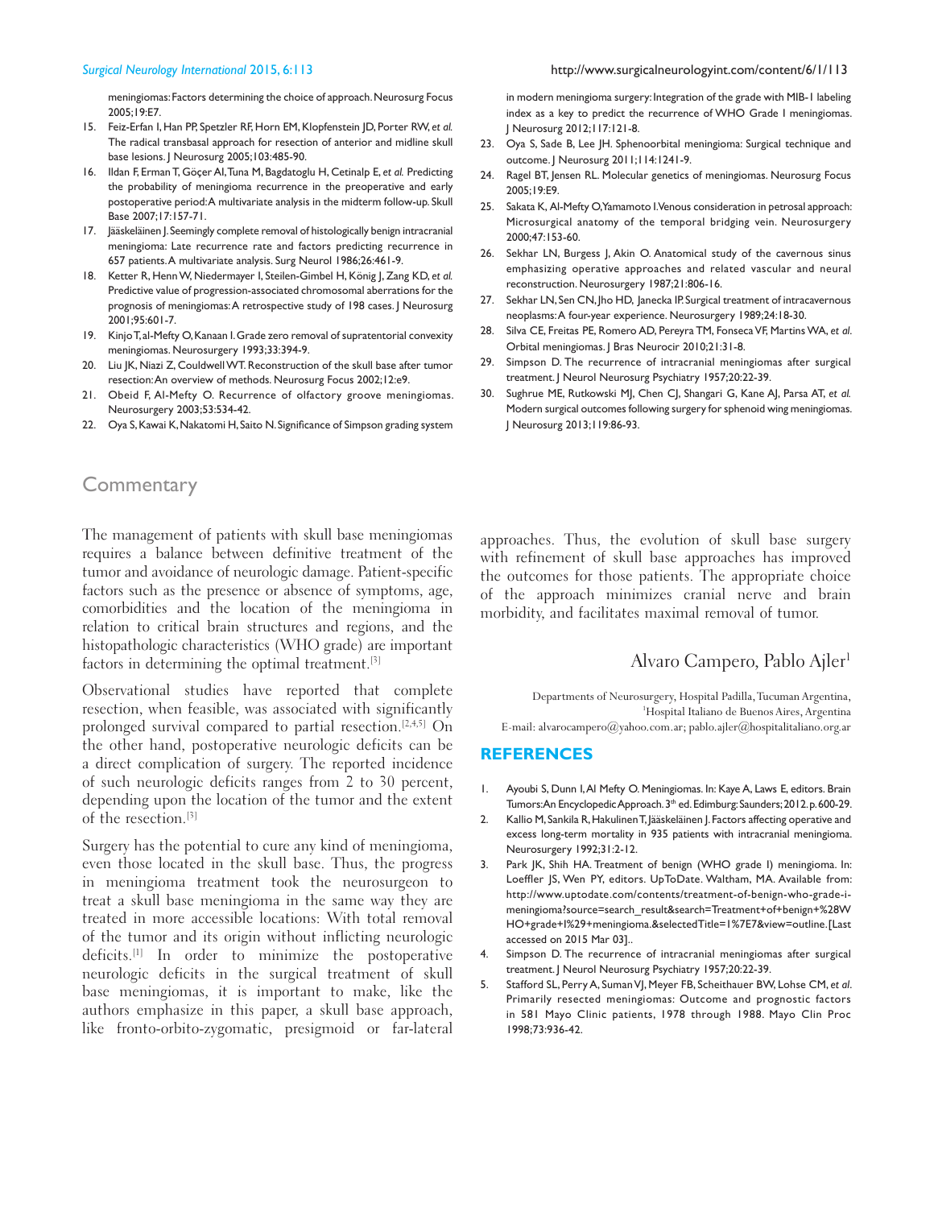meningiomas: Factors determining the choice of approach. Neurosurg Focus 2005;19:E7.

15. Feiz-Erfan I, Han PP, Spetzler RF, Horn EM, Klopfenstein JD, Porter RW, *et al.* The radical transbasal approach for resection of anterior and midline skull base lesions. J Neurosurg 2005;103:485-90.
16. Ildan F, Erman T, Göçer AI, Tuna M, Bagdatoglu H, Cetinalp E, *et al.* Predicting the probability of meningioma recurrence in the preoperative and early postoperative period: A multivariate analysis in the midterm follow-up. Skull Base 2007;17:157-71.
17. Jääskeläinen J. Seemingly complete removal of histologically benign intracranial meningioma: Late recurrence rate and factors predicting recurrence in 657 patients. A multivariate analysis. Surg Neurol 1986;26:461-9.
18. Ketter R, Henn W, Niedermayer I, Steilen-Gimbel H, König J, Zang KD, *et al.* Predictive value of progression-associated chromosomal aberrations for the prognosis of meningiomas: A retrospective study of 198 cases. J Neurosurg 2001;95:601-7.
19. Kinjo T, al-Mefty O, Kanaan I. Grade zero removal of supratentorial convexity meningiomas. Neurosurgery 1993;33:394-9.
20. Liu JK, Niazi Z, Couldwell WT. Reconstruction of the skull base after tumor resection: An overview of methods. Neurosurg Focus 2002;12:e9.
21. Obeid F, Al-Mefty O. Recurrence of olfactory groove meningiomas. Neurosurgery 2003;53:534-42.
22. Oya S, Kawai K, Nakatomi H, Saito N. Significance of Simpson grading system in modern meningioma surgery: Integration of the grade with MIB-1 labeling index as a key to predict the recurrence of WHO Grade I meningiomas. J Neurosurg 2012;117:121-8.
23. Oya S, Sade B, Lee JH. Sphenoorbital meningioma: Surgical technique and outcome. J Neurosurg 2011;114:1241-9.
24. Ragel BT, Jensen RL. Molecular genetics of meningiomas. Neurosurg Focus 2005;19:E9.
25. Sakata K, Al-Mefty O, Yamamoto I. Venous consideration in petrosal approach: Microsurgical anatomy of the temporal bridging vein. Neurosurgery 2000;47:153-60.
26. Sekhar LN, Burgess J, Akin O. Anatomical study of the cavernous sinus emphasizing operative approaches and related vascular and neural reconstruction. Neurosurgery 1987;21:806-16.
27. Sekhar LN, Sen CN, Jho HD, Janecka IP. Surgical treatment of intracavernous neoplasms: A four-year experience. Neurosurgery 1989;24:18-30.
28. Silva CE, Freitas PE, Romero AD, Pereyra TM, Fonseca VF, Martins WA, *et al.* Orbital meningiomas. J Bras Neurocir 2010;21:31-8.
29. Simpson D. The recurrence of intracranial meningiomas after surgical treatment. J Neurol Neurosurg Psychiatry 1957;20:22-39.
30. Sughrue ME, Rutkowski MJ, Chen CJ, Shangari G, Kane AJ, Parsa AT, *et al.* Modern surgical outcomes following surgery for sphenoid wing meningiomas. J Neurosurg 2013;119:86-93.

## Commentary

The management of patients with skull base meningiomas requires a balance between definitive treatment of the tumor and avoidance of neurologic damage. Patient-specific factors such as the presence or absence of symptoms, age, comorbidities and the location of the meningioma in relation to critical brain structures and regions, and the histopathologic characteristics (WHO grade) are important factors in determining the optimal treatment.[3]

Observational studies have reported that complete resection, when feasible, was associated with significantly prolonged survival compared to partial resection.[2,4,5] On the other hand, postoperative neurologic deficits can be a direct complication of surgery. The reported incidence of such neurologic deficits ranges from 2 to 30 percent, depending upon the location of the tumor and the extent of the resection.[3]

Surgery has the potential to cure any kind of meningioma, even those located in the skull base. Thus, the progress in meningioma treatment took the neurosurgeon to treat a skull base meningioma in the same way they are treated in more accessible locations: With total removal of the tumor and its origin without inflicting neurologic deficits.[1] In order to minimize the postoperative neurologic deficits in the surgical treatment of skull base meningiomas, it is important to make, like the authors emphasize in this paper, a skull base approach, like fronto-orbito-zygomatic, presigmoid or far-lateral approaches. Thus, the evolution of skull base surgery with refinement of skull base approaches has improved the outcomes for those patients. The appropriate choice of the approach minimizes cranial nerve and brain morbidity, and facilitates maximal removal of tumor.

Alvaro Campero, Pablo Ajler[1]

Departments of Neurosurgery, Hospital Padilla, Tucuman Argentina,
[1]Hospital Italiano de Buenos Aires, Argentina
E-mail: alvarocampero@yahoo.com.ar; pablo.ajler@hospitalitaliano.org.ar

## REFERENCES

1. Ayoubi S, Dunn I, Al Mefty O. Meningiomas. In: Kaye A, Laws E, editors. Brain Tumors: An Encyclopedic Approach. 3th ed. Edimburg: Saunders; 2012. p. 600-29.
2. Kallio M, Sankila R, Hakulinen T, Jääskeläinen J. Factors affecting operative and excess long-term mortality in 935 patients with intracranial meningioma. Neurosurgery 1992;31:2-12.
3. Park JK, Shih HA. Treatment of benign (WHO grade I) meningioma. In: Loeffler JS, Wen PY, editors. UpToDate. Waltham, MA. Available from: http://www.uptodate.com/contents/treatment-of-benign-who-grade-i-meningioma?source=search_result&search=Treatment+of+benign+%28WHO+grade+I%29+meningioma.&selectedTitle=1%7E7&view=outline. [Last accessed on 2015 Mar 03]..
4. Simpson D. The recurrence of intracranial meningiomas after surgical treatment. J Neurol Neurosurg Psychiatry 1957;20:22-39.
5. Stafford SL, Perry A, Suman VJ, Meyer FB, Scheithauer BW, Lohse CM, *et al.* Primarily resected meningiomas: Outcome and prognostic factors in 581 Mayo Clinic patients, 1978 through 1988. Mayo Clin Proc 1998;73:936-42.